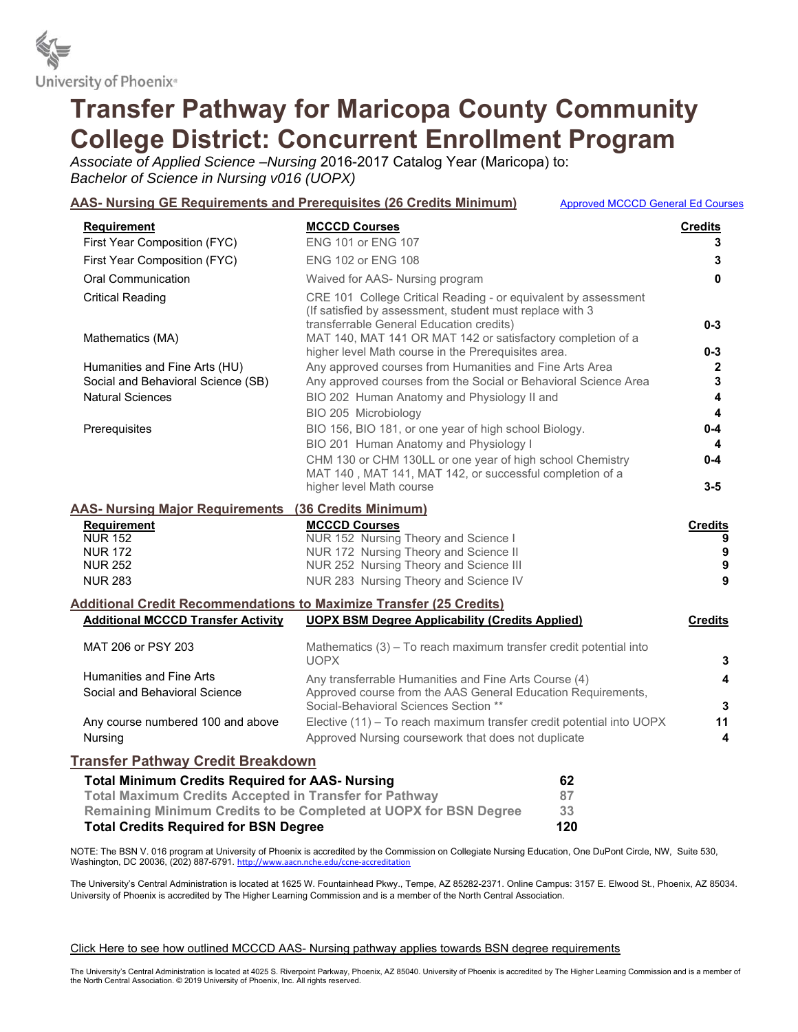University of Phoenix®

# Transfer Pathway for Maricopa County Community College District: Concurrent Enrollment Program

*Associate of Applied Science –Nursing* 2016-2017 Catalog Year (Maricopa) to:
*Bachelor of Science in Nursing v016 (UOPX)*

## AAS- Nursing GE Requirements and Prerequisites (26 Credits Minimum)

[Approved MCCCD General Ed Courses]

| Requirement | MCCCD Courses | Credits |
|---|---|---|
| First Year Composition (FYC) | ENG 101 or ENG 107 | **3** |
| First Year Composition (FYC) | ENG 102 or ENG 108 | **3** |
| Oral Communication | Waived for AAS- Nursing program | **0** |
| Critical Reading | CRE 101 College Critical Reading - or equivalent by assessment (If satisfied by assessment, student must replace with 3 transferrable General Education credits) | **0-3** |
| Mathematics (MA) | MAT 140, MAT 141 OR MAT 142 or satisfactory completion of a higher level Math course in the Prerequisites area. | **0-3** |
| Humanities and Fine Arts (HU) | Any approved courses from Humanities and Fine Arts Area | **2** |
| Social and Behavioral Science (SB) | Any approved courses from the Social or Behavioral Science Area | **3** |
| Natural Sciences | BIO 202 Human Anatomy and Physiology II and | **4** |
| | BIO 205 Microbiology | **4** |
| Prerequisites | BIO 156, BIO 181, or one year of high school Biology. | **0-4** |
| | BIO 201 Human Anatomy and Physiology I | **4** |
| | CHM 130 or CHM 130LL or one year of high school Chemistry | **0-4** |
| | MAT 140 , MAT 141, MAT 142, or successful completion of a higher level Math course | **3-5** |

## AAS- Nursing Major Requirements (36 Credits Minimum)

| Requirement | MCCCD Courses | Credits |
|---|---|---|
| NUR 152 | NUR 152 Nursing Theory and Science I | **9** |
| NUR 172 | NUR 172 Nursing Theory and Science II | **9** |
| NUR 252 | NUR 252 Nursing Theory and Science III | **9** |
| NUR 283 | NUR 283 Nursing Theory and Science IV | **9** |

## Additional Credit Recommendations to Maximize Transfer (25 Credits)

| Additional MCCCD Transfer Activity | UOPX BSM Degree Applicability (Credits Applied) | Credits |
|---|---|---|
| MAT 206 or PSY 203 | Mathematics (3) – To reach maximum transfer credit potential into UOPX | **3** |
| Humanities and Fine Arts | Any transferrable Humanities and Fine Arts Course (4) | **4** |
| Social and Behavioral Science | Approved course from the AAS General Education Requirements, Social-Behavioral Sciences Section ** | **3** |
| Any course numbered 100 and above | Elective (11) – To reach maximum transfer credit potential into UOPX | **11** |
| Nursing | Approved Nursing coursework that does not duplicate | **4** |

## Transfer Pathway Credit Breakdown

| | |
|---|---|
| **Total Minimum Credits Required for AAS- Nursing** | **62** |
| **Total Maximum Credits Accepted in Transfer for Pathway** | **87** |
| **Remaining Minimum Credits to be Completed at UOPX for BSN Degree** | **33** |
| **Total Credits Required for BSN Degree** | **120** |

NOTE: The BSN V. 016 program at University of Phoenix is accredited by the Commission on Collegiate Nursing Education, One DuPont Circle, NW, Suite 530, Washington, DC 20036, (202) 887-6791. http://www.aacn.nche.edu/ccne-accreditation

The University's Central Administration is located at 1625 W. Fountainhead Pkwy., Tempe, AZ 85282-2371. Online Campus: 3157 E. Elwood St., Phoenix, AZ 85034. University of Phoenix is accredited by The Higher Learning Commission and is a member of the North Central Association.

Click Here to see how outlined MCCCD AAS- Nursing pathway applies towards BSN degree requirements

The University's Central Administration is located at 4025 S. Riverpoint Parkway, Phoenix, AZ 85040. University of Phoenix is accredited by The Higher Learning Commission and is a member of the North Central Association. © 2019 University of Phoenix, Inc. All rights reserved.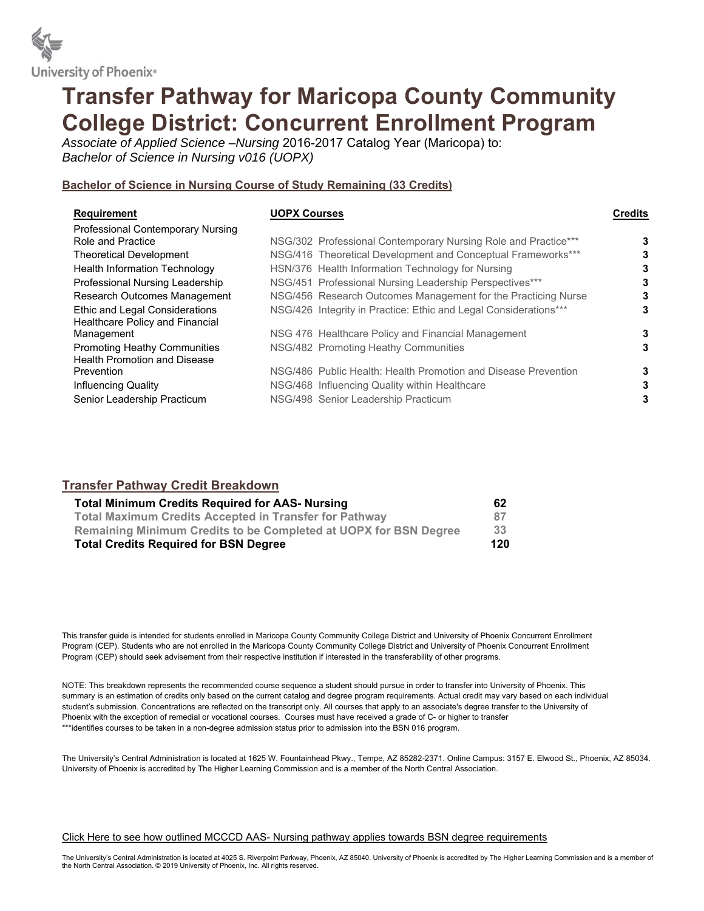University of Phoenix®

# Transfer Pathway for Maricopa County Community College District: Concurrent Enrollment Program

*Associate of Applied Science –Nursing* 2016-2017 Catalog Year (Maricopa) to:
*Bachelor of Science in Nursing v016 (UOPX)*

## Bachelor of Science in Nursing Course of Study Remaining (33 Credits)

| Requirement | UOPX Courses | Credits |
|---|---|---|
| Professional Contemporary Nursing Role and Practice | NSG/302 Professional Contemporary Nursing Role and Practice*** | 3 |
| Theoretical Development | NSG/416 Theoretical Development and Conceptual Frameworks*** | 3 |
| Health Information Technology | HSN/376 Health Information Technology for Nursing | 3 |
| Professional Nursing Leadership | NSG/451 Professional Nursing Leadership Perspectives*** | 3 |
| Research Outcomes Management | NSG/456 Research Outcomes Management for the Practicing Nurse | 3 |
| Ethic and Legal Considerations | NSG/426 Integrity in Practice: Ethic and Legal Considerations*** | 3 |
| Healthcare Policy and Financial Management | NSG 476 Healthcare Policy and Financial Management | 3 |
| Promoting Heathy Communities | NSG/482 Promoting Heathy Communities | 3 |
| Health Promotion and Disease Prevention | NSG/486 Public Health: Health Promotion and Disease Prevention | 3 |
| Influencing Quality | NSG/468 Influencing Quality within Healthcare | 3 |
| Senior Leadership Practicum | NSG/498 Senior Leadership Practicum | 3 |

## Transfer Pathway Credit Breakdown

| | |
|---|---|
| **Total Minimum Credits Required for AAS- Nursing** | **62** |
| **Total Maximum Credits Accepted in Transfer for Pathway** | **87** |
| **Remaining Minimum Credits to be Completed at UOPX for BSN Degree** | **33** |
| **Total Credits Required for BSN Degree** | **120** |

This transfer guide is intended for students enrolled in Maricopa County Community College District and University of Phoenix Concurrent Enrollment Program (CEP). Students who are not enrolled in the Maricopa County Community College District and University of Phoenix Concurrent Enrollment Program (CEP) should seek advisement from their respective institution if interested in the transferability of other programs.

NOTE: This breakdown represents the recommended course sequence a student should pursue in order to transfer into University of Phoenix. This summary is an estimation of credits only based on the current catalog and degree program requirements. Actual credit may vary based on each individual student's submission. Concentrations are reflected on the transcript only. All courses that apply to an associate's degree transfer to the University of Phoenix with the exception of remedial or vocational courses. Courses must have received a grade of C- or higher to transfer
***identifies courses to be taken in a non-degree admission status prior to admission into the BSN 016 program.

The University's Central Administration is located at 1625 W. Fountainhead Pkwy., Tempe, AZ 85282-2371. Online Campus: 3157 E. Elwood St., Phoenix, AZ 85034. University of Phoenix is accredited by The Higher Learning Commission and is a member of the North Central Association.

Click Here to see how outlined MCCCD AAS- Nursing pathway applies towards BSN degree requirements

The University's Central Administration is located at 4025 S. Riverpoint Parkway, Phoenix, AZ 85040. University of Phoenix is accredited by The Higher Learning Commission and is a member of the North Central Association. © 2019 University of Phoenix, Inc. All rights reserved.